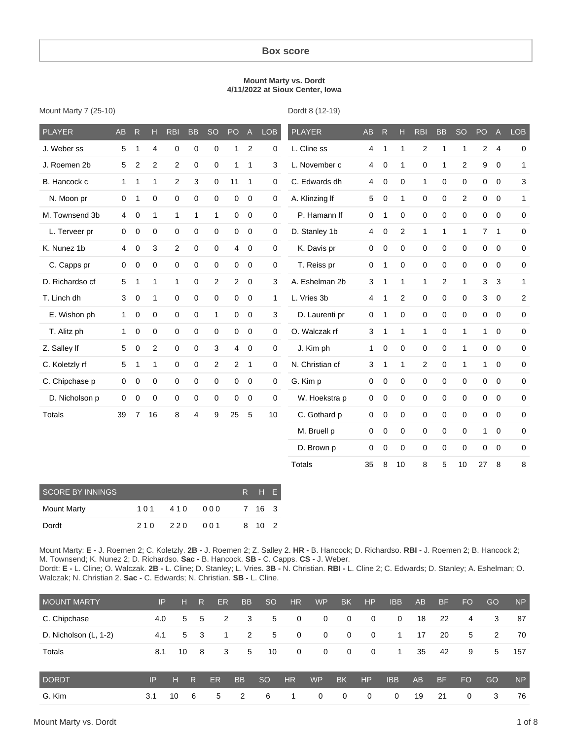## Box score

**Mount Marty vs. Dordt**
**4/11/2022 at Sioux Center, Iowa**

Mount Marty 7 (25-10)

| PLAYER | AB | R | H | RBI | BB | SO | PO | A | LOB |
|---|---|---|---|---|---|---|---|---|---|
| J. Weber ss | 5 | 1 | 4 | 0 | 0 | 0 | 1 | 2 | 0 |
| J. Roemen 2b | 5 | 2 | 2 | 2 | 0 | 0 | 1 | 1 | 3 |
| B. Hancock c | 1 | 1 | 1 | 2 | 3 | 0 | 11 | 1 | 0 |
| N. Moon pr | 0 | 1 | 0 | 0 | 0 | 0 | 0 | 0 | 0 |
| M. Townsend 3b | 4 | 0 | 1 | 1 | 1 | 1 | 0 | 0 | 0 |
| L. Terveer pr | 0 | 0 | 0 | 0 | 0 | 0 | 0 | 0 | 0 |
| K. Nunez 1b | 4 | 0 | 3 | 2 | 0 | 0 | 4 | 0 | 0 |
| C. Capps pr | 0 | 0 | 0 | 0 | 0 | 0 | 0 | 0 | 0 |
| D. Richardso cf | 5 | 1 | 1 | 1 | 0 | 2 | 2 | 0 | 3 |
| T. Linch dh | 3 | 0 | 1 | 0 | 0 | 0 | 0 | 0 | 1 |
| E. Wishon ph | 1 | 0 | 0 | 0 | 0 | 1 | 0 | 0 | 3 |
| T. Alitz ph | 1 | 0 | 0 | 0 | 0 | 0 | 0 | 0 | 0 |
| Z. Salley lf | 5 | 0 | 2 | 0 | 0 | 3 | 4 | 0 | 0 |
| C. Koletzly rf | 5 | 1 | 1 | 0 | 0 | 2 | 2 | 1 | 0 |
| C. Chipchase p | 0 | 0 | 0 | 0 | 0 | 0 | 0 | 0 | 0 |
| D. Nicholson p | 0 | 0 | 0 | 0 | 0 | 0 | 0 | 0 | 0 |
| Totals | 39 | 7 | 16 | 8 | 4 | 9 | 25 | 5 | 10 |

Dordt 8 (12-19)

| PLAYER | AB | R | H | RBI | BB | SO | PO | A | LOB |
|---|---|---|---|---|---|---|---|---|---|
| L. Cline ss | 4 | 1 | 1 | 2 | 1 | 1 | 2 | 4 | 0 |
| L. November c | 4 | 0 | 1 | 0 | 1 | 2 | 9 | 0 | 1 |
| C. Edwards dh | 4 | 0 | 0 | 1 | 0 | 0 | 0 | 0 | 3 |
| A. Klinzing lf | 5 | 0 | 1 | 0 | 0 | 2 | 0 | 0 | 1 |
| P. Hamann lf | 0 | 1 | 0 | 0 | 0 | 0 | 0 | 0 | 0 |
| D. Stanley 1b | 4 | 0 | 2 | 1 | 1 | 1 | 7 | 1 | 0 |
| K. Davis pr | 0 | 0 | 0 | 0 | 0 | 0 | 0 | 0 | 0 |
| T. Reiss pr | 0 | 1 | 0 | 0 | 0 | 0 | 0 | 0 | 0 |
| A. Eshelman 2b | 3 | 1 | 1 | 1 | 2 | 1 | 3 | 3 | 1 |
| L. Vries 3b | 4 | 1 | 2 | 0 | 0 | 0 | 3 | 0 | 2 |
| D. Laurenti pr | 0 | 1 | 0 | 0 | 0 | 0 | 0 | 0 | 0 |
| O. Walczak rf | 3 | 1 | 1 | 1 | 0 | 1 | 1 | 0 | 0 |
| J. Kim ph | 1 | 0 | 0 | 0 | 0 | 1 | 0 | 0 | 0 |
| N. Christian cf | 3 | 1 | 1 | 2 | 0 | 1 | 1 | 0 | 0 |
| G. Kim p | 0 | 0 | 0 | 0 | 0 | 0 | 0 | 0 | 0 |
| W. Hoekstra p | 0 | 0 | 0 | 0 | 0 | 0 | 0 | 0 | 0 |
| C. Gothard p | 0 | 0 | 0 | 0 | 0 | 0 | 0 | 0 | 0 |
| M. Bruell p | 0 | 0 | 0 | 0 | 0 | 0 | 1 | 0 | 0 |
| D. Brown p | 0 | 0 | 0 | 0 | 0 | 0 | 0 | 0 | 0 |
| Totals | 35 | 8 | 10 | 8 | 5 | 10 | 27 | 8 | 8 |

| SCORE BY INNINGS | | | | R | H | E |
|---|---|---|---|---|---|---|
| Mount Marty | 1 0 1 | 4 1 0 | 0 0 0 | 7 | 16 | 3 |
| Dordt | 2 1 0 | 2 2 0 | 0 0 1 | 8 | 10 | 2 |

Mount Marty: **E -** J. Roemen 2; C. Koletzly. **2B -** J. Roemen 2; Z. Salley 2. **HR -** B. Hancock; D. Richardso. **RBI -** J. Roemen 2; B. Hancock 2; M. Townsend; K. Nunez 2; D. Richardso. **Sac -** B. Hancock. **SB -** C. Capps. **CS -** J. Weber.
Dordt: **E -** L. Cline; O. Walczak. **2B -** L. Cline; D. Stanley; L. Vries. **3B -** N. Christian. **RBI -** L. Cline 2; C. Edwards; D. Stanley; A. Eshelman; O. Walczak; N. Christian 2. **Sac -** C. Edwards; N. Christian. **SB -** L. Cline.

| MOUNT MARTY | IP | H | R | ER | BB | SO | HR | WP | BK | HP | IBB | AB | BF | FO | GO | NP |
|---|---|---|---|---|---|---|---|---|---|---|---|---|---|---|---|---|
| C. Chipchase | 4.0 | 5 | 5 | 2 | 3 | 5 | 0 | 0 | 0 | 0 | 0 | 18 | 22 | 4 | 3 | 87 |
| D. Nicholson (L, 1-2) | 4.1 | 5 | 3 | 1 | 2 | 5 | 0 | 0 | 0 | 0 | 1 | 17 | 20 | 5 | 2 | 70 |
| Totals | 8.1 | 10 | 8 | 3 | 5 | 10 | 0 | 0 | 0 | 0 | 1 | 35 | 42 | 9 | 5 | 157 |

| DORDT | IP | H | R | ER | BB | SO | HR | WP | BK | HP | IBB | AB | BF | FO | GO | NP |
|---|---|---|---|---|---|---|---|---|---|---|---|---|---|---|---|---|
| G. Kim | 3.1 | 10 | 6 | 5 | 2 | 6 | 1 | 0 | 0 | 0 | 0 | 19 | 21 | 0 | 3 | 76 |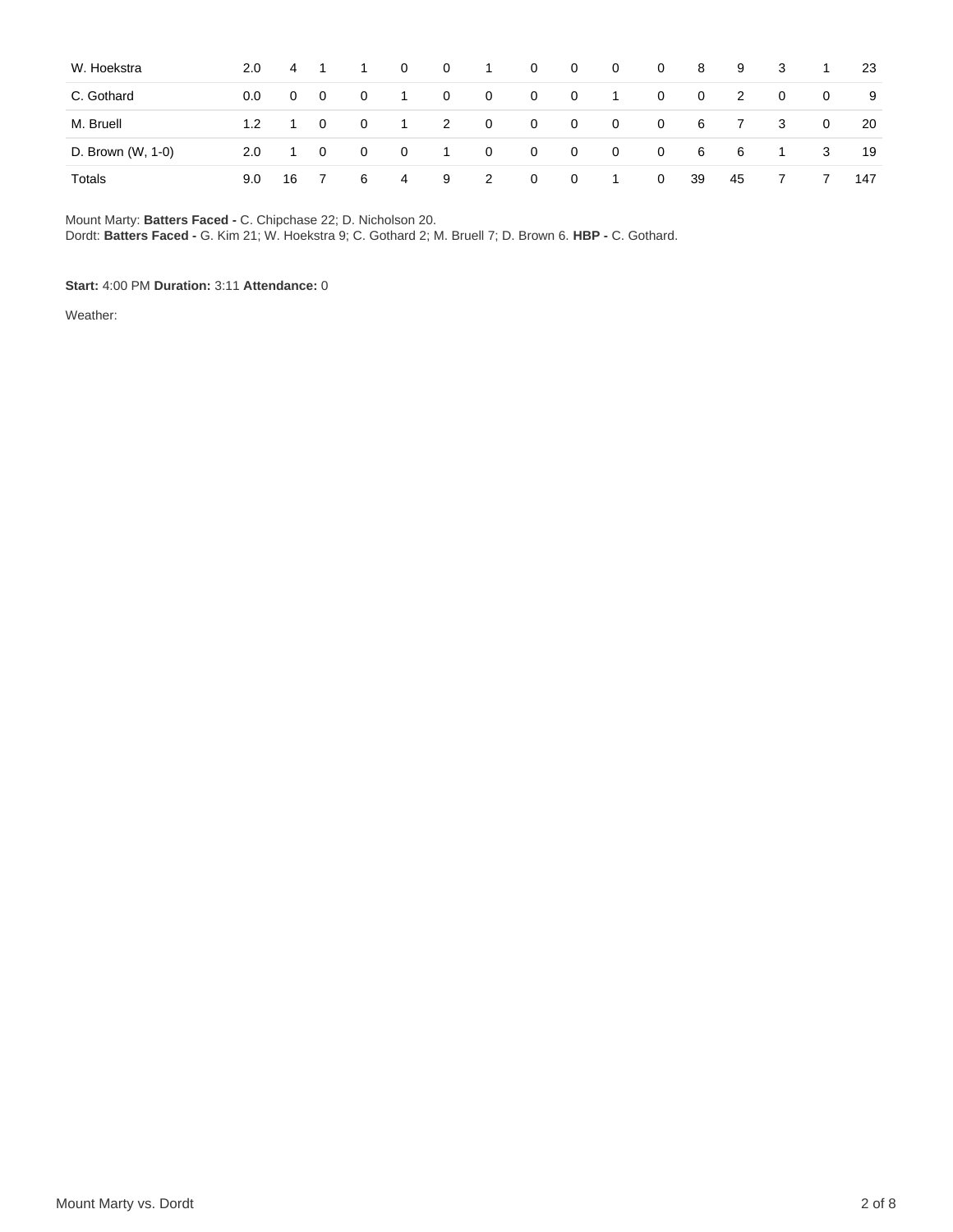| | | | | | | | | | | | | | | | | |
|---|---|---|---|---|---|---|---|---|---|---|---|---|---|---|---|---|
| W. Hoekstra | 2.0 | 4 | 1 | 1 | 0 | 0 | 1 | 0 | 0 | 0 | 0 | 8 | 9 | 3 | 1 | 23 |
| C. Gothard | 0.0 | 0 | 0 | 0 | 1 | 0 | 0 | 0 | 0 | 1 | 0 | 0 | 2 | 0 | 0 | 9 |
| M. Bruell | 1.2 | 1 | 0 | 0 | 1 | 2 | 0 | 0 | 0 | 0 | 0 | 6 | 7 | 3 | 0 | 20 |
| D. Brown (W, 1-0) | 2.0 | 1 | 0 | 0 | 0 | 1 | 0 | 0 | 0 | 0 | 0 | 6 | 6 | 1 | 3 | 19 |
| Totals | 9.0 | 16 | 7 | 6 | 4 | 9 | 2 | 0 | 0 | 1 | 0 | 39 | 45 | 7 | 7 | 147 |

Mount Marty: **Batters Faced -** C. Chipchase 22; D. Nicholson 20.
Dordt: **Batters Faced -** G. Kim 21; W. Hoekstra 9; C. Gothard 2; M. Bruell 7; D. Brown 6. **HBP -** C. Gothard.

**Start:** 4:00 PM **Duration:** 3:11 **Attendance:** 0

Weather: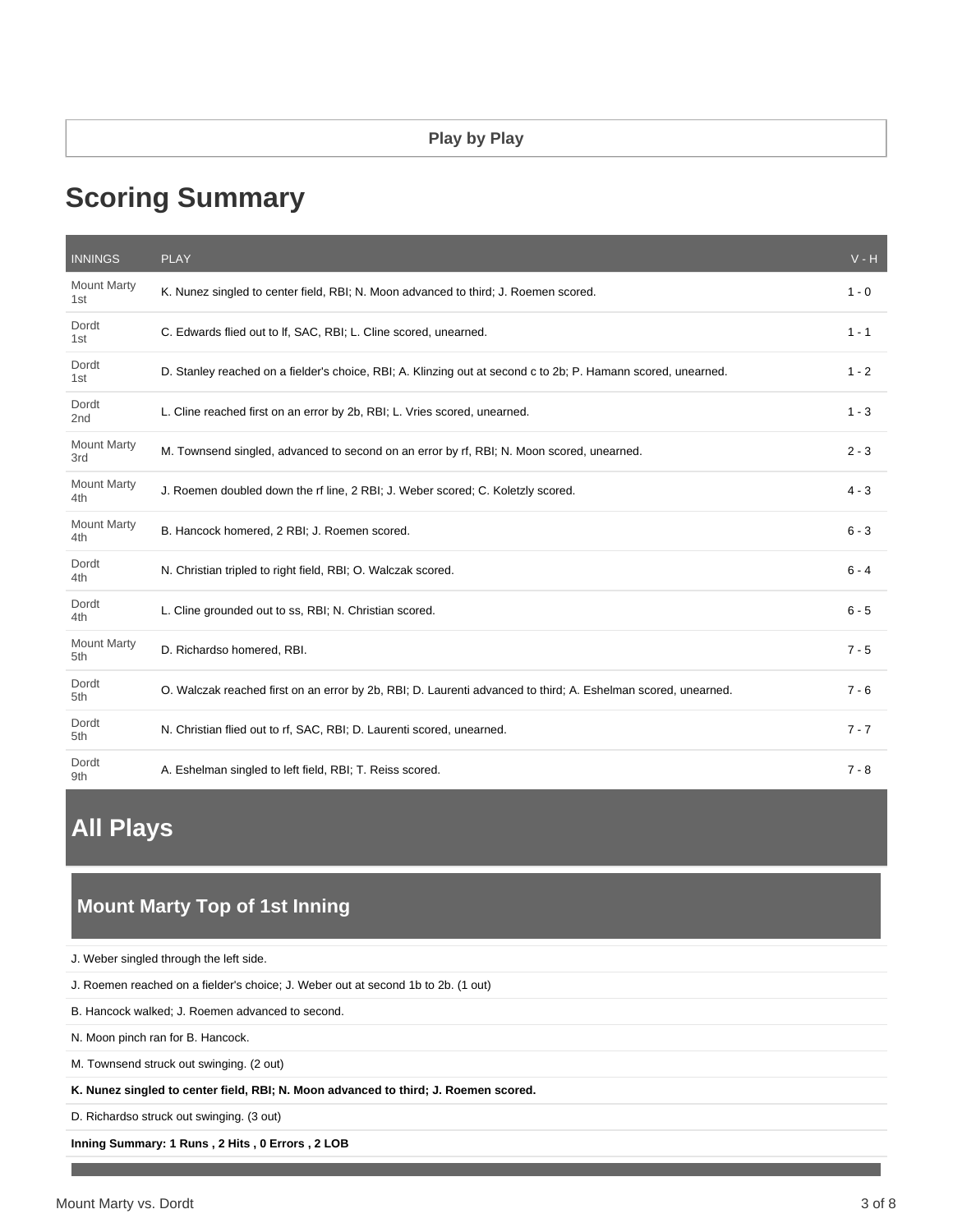**Play by Play**

## Scoring Summary

| INNINGS | PLAY | V - H |
| --- | --- | --- |
| Mount Marty 1st | K. Nunez singled to center field, RBI; N. Moon advanced to third; J. Roemen scored. | 1 - 0 |
| Dordt 1st | C. Edwards flied out to lf, SAC, RBI; L. Cline scored, unearned. | 1 - 1 |
| Dordt 1st | D. Stanley reached on a fielder's choice, RBI; A. Klinzing out at second c to 2b; P. Hamann scored, unearned. | 1 - 2 |
| Dordt 2nd | L. Cline reached first on an error by 2b, RBI; L. Vries scored, unearned. | 1 - 3 |
| Mount Marty 3rd | M. Townsend singled, advanced to second on an error by rf, RBI; N. Moon scored, unearned. | 2 - 3 |
| Mount Marty 4th | J. Roemen doubled down the rf line, 2 RBI; J. Weber scored; C. Koletzly scored. | 4 - 3 |
| Mount Marty 4th | B. Hancock homered, 2 RBI; J. Roemen scored. | 6 - 3 |
| Dordt 4th | N. Christian tripled to right field, RBI; O. Walczak scored. | 6 - 4 |
| Dordt 4th | L. Cline grounded out to ss, RBI; N. Christian scored. | 6 - 5 |
| Mount Marty 5th | D. Richardso homered, RBI. | 7 - 5 |
| Dordt 5th | O. Walczak reached first on an error by 2b, RBI; D. Laurenti advanced to third; A. Eshelman scored, unearned. | 7 - 6 |
| Dordt 5th | N. Christian flied out to rf, SAC, RBI; D. Laurenti scored, unearned. | 7 - 7 |
| Dordt 9th | A. Eshelman singled to left field, RBI; T. Reiss scored. | 7 - 8 |

## All Plays

### Mount Marty Top of 1st Inning

J. Weber singled through the left side.

J. Roemen reached on a fielder's choice; J. Weber out at second 1b to 2b. (1 out)

B. Hancock walked; J. Roemen advanced to second.

N. Moon pinch ran for B. Hancock.

M. Townsend struck out swinging. (2 out)

**K. Nunez singled to center field, RBI; N. Moon advanced to third; J. Roemen scored.**

D. Richardso struck out swinging. (3 out)

**Inning Summary: 1 Runs , 2 Hits , 0 Errors , 2 LOB**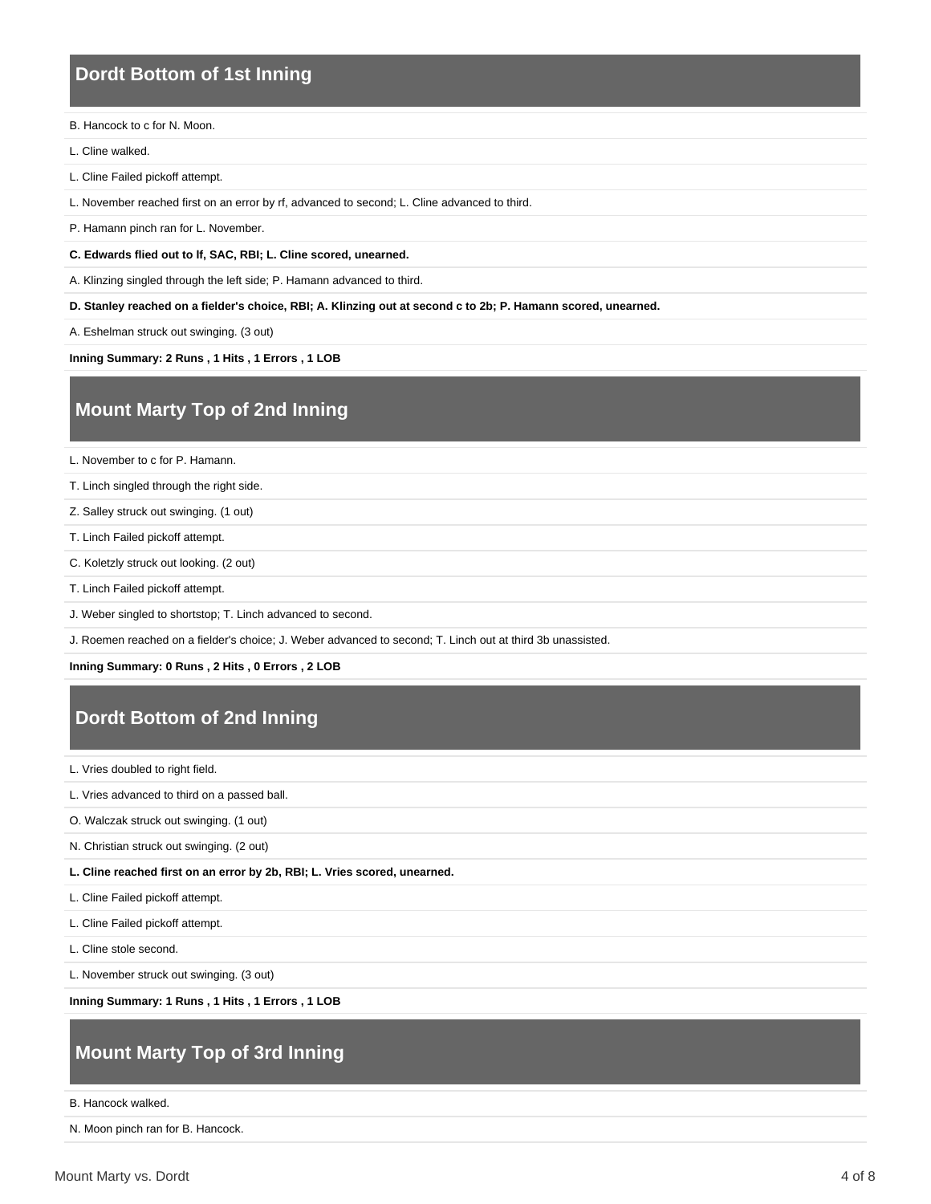## Dordt Bottom of 1st Inning

B. Hancock to c for N. Moon.

L. Cline walked.

L. Cline Failed pickoff attempt.

L. November reached first on an error by rf, advanced to second; L. Cline advanced to third.

P. Hamann pinch ran for L. November.

**C. Edwards flied out to lf, SAC, RBI; L. Cline scored, unearned.**

A. Klinzing singled through the left side; P. Hamann advanced to third.

**D. Stanley reached on a fielder's choice, RBI; A. Klinzing out at second c to 2b; P. Hamann scored, unearned.**

A. Eshelman struck out swinging. (3 out)

**Inning Summary: 2 Runs , 1 Hits , 1 Errors , 1 LOB**

## Mount Marty Top of 2nd Inning

L. November to c for P. Hamann.

T. Linch singled through the right side.

Z. Salley struck out swinging. (1 out)

T. Linch Failed pickoff attempt.

C. Koletzly struck out looking. (2 out)

T. Linch Failed pickoff attempt.

J. Weber singled to shortstop; T. Linch advanced to second.

J. Roemen reached on a fielder's choice; J. Weber advanced to second; T. Linch out at third 3b unassisted.

**Inning Summary: 0 Runs , 2 Hits , 0 Errors , 2 LOB**

## Dordt Bottom of 2nd Inning

L. Vries doubled to right field.

L. Vries advanced to third on a passed ball.

O. Walczak struck out swinging. (1 out)

N. Christian struck out swinging. (2 out)

**L. Cline reached first on an error by 2b, RBI; L. Vries scored, unearned.**

L. Cline Failed pickoff attempt.

L. Cline Failed pickoff attempt.

L. Cline stole second.

L. November struck out swinging. (3 out)

**Inning Summary: 1 Runs , 1 Hits , 1 Errors , 1 LOB**

## Mount Marty Top of 3rd Inning

B. Hancock walked.

N. Moon pinch ran for B. Hancock.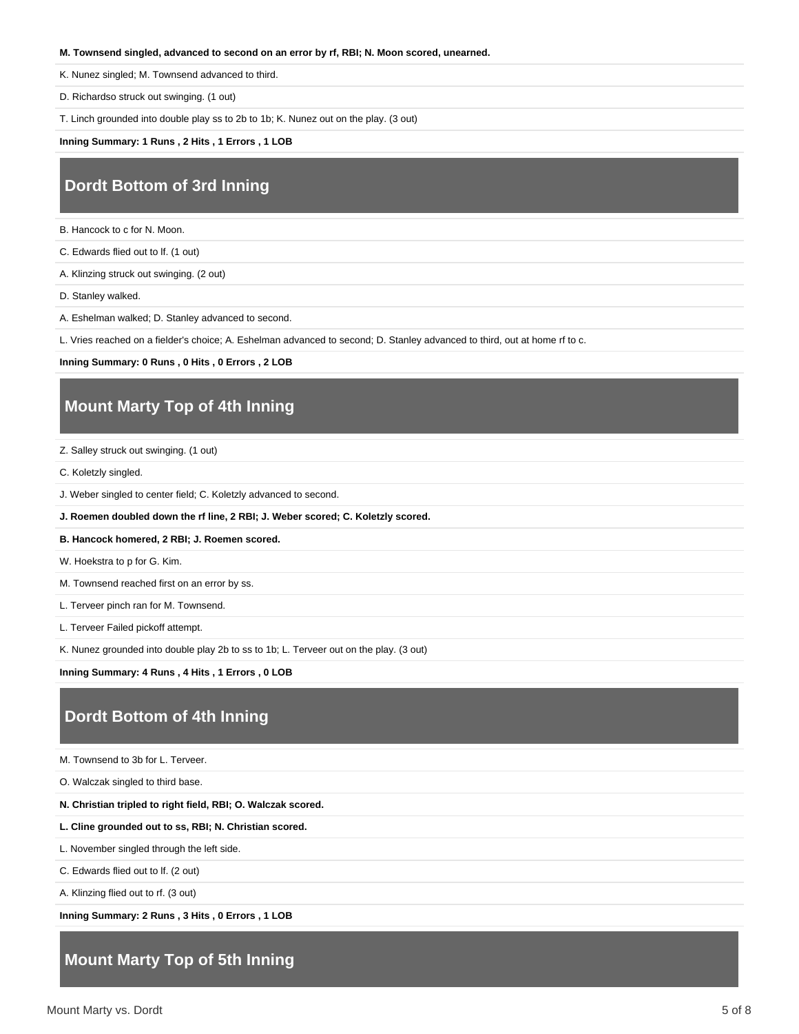**M. Townsend singled, advanced to second on an error by rf, RBI; N. Moon scored, unearned.**

K. Nunez singled; M. Townsend advanced to third.

D. Richardso struck out swinging. (1 out)

T. Linch grounded into double play ss to 2b to 1b; K. Nunez out on the play. (3 out)

**Inning Summary: 1 Runs , 2 Hits , 1 Errors , 1 LOB**

## Dordt Bottom of 3rd Inning

B. Hancock to c for N. Moon.

C. Edwards flied out to lf. (1 out)

A. Klinzing struck out swinging. (2 out)

D. Stanley walked.

A. Eshelman walked; D. Stanley advanced to second.

L. Vries reached on a fielder's choice; A. Eshelman advanced to second; D. Stanley advanced to third, out at home rf to c.

**Inning Summary: 0 Runs , 0 Hits , 0 Errors , 2 LOB**

## Mount Marty Top of 4th Inning

Z. Salley struck out swinging. (1 out)

C. Koletzly singled.

J. Weber singled to center field; C. Koletzly advanced to second.

**J. Roemen doubled down the rf line, 2 RBI; J. Weber scored; C. Koletzly scored.**

**B. Hancock homered, 2 RBI; J. Roemen scored.**

W. Hoekstra to p for G. Kim.

M. Townsend reached first on an error by ss.

L. Terveer pinch ran for M. Townsend.

L. Terveer Failed pickoff attempt.

K. Nunez grounded into double play 2b to ss to 1b; L. Terveer out on the play. (3 out)

**Inning Summary: 4 Runs , 4 Hits , 1 Errors , 0 LOB**

## Dordt Bottom of 4th Inning

M. Townsend to 3b for L. Terveer.

O. Walczak singled to third base.

**N. Christian tripled to right field, RBI; O. Walczak scored.**

**L. Cline grounded out to ss, RBI; N. Christian scored.**

L. November singled through the left side.

C. Edwards flied out to lf. (2 out)

A. Klinzing flied out to rf. (3 out)

**Inning Summary: 2 Runs , 3 Hits , 0 Errors , 1 LOB**

## Mount Marty Top of 5th Inning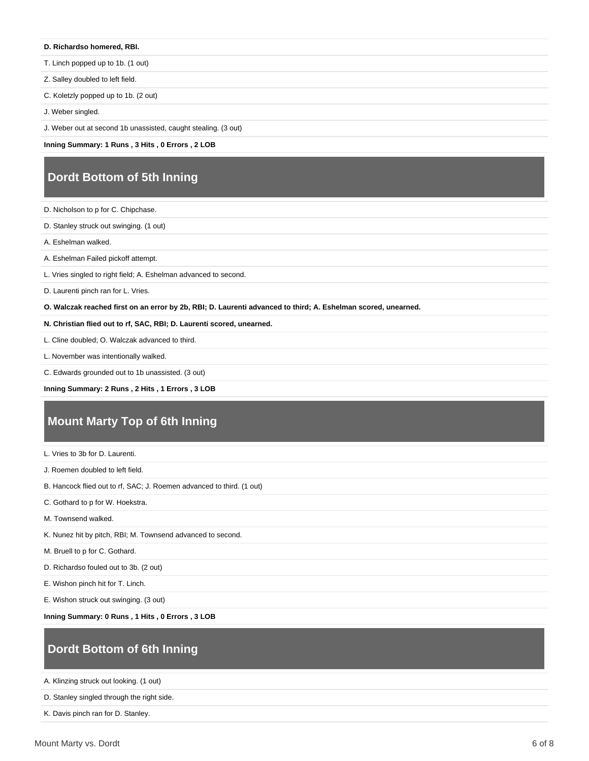**D. Richardso homered, RBI.**

T. Linch popped up to 1b. (1 out)

Z. Salley doubled to left field.

C. Koletzly popped up to 1b. (2 out)

J. Weber singled.

J. Weber out at second 1b unassisted, caught stealing. (3 out)

**Inning Summary: 1 Runs , 3 Hits , 0 Errors , 2 LOB**

## Dordt Bottom of 5th Inning

D. Nicholson to p for C. Chipchase.

D. Stanley struck out swinging. (1 out)

A. Eshelman walked.

A. Eshelman Failed pickoff attempt.

L. Vries singled to right field; A. Eshelman advanced to second.

D. Laurenti pinch ran for L. Vries.

**O. Walczak reached first on an error by 2b, RBI; D. Laurenti advanced to third; A. Eshelman scored, unearned.**

**N. Christian flied out to rf, SAC, RBI; D. Laurenti scored, unearned.**

L. Cline doubled; O. Walczak advanced to third.

L. November was intentionally walked.

C. Edwards grounded out to 1b unassisted. (3 out)

**Inning Summary: 2 Runs , 2 Hits , 1 Errors , 3 LOB**

## Mount Marty Top of 6th Inning

L. Vries to 3b for D. Laurenti.

J. Roemen doubled to left field.

B. Hancock flied out to rf, SAC; J. Roemen advanced to third. (1 out)

C. Gothard to p for W. Hoekstra.

M. Townsend walked.

K. Nunez hit by pitch, RBI; M. Townsend advanced to second.

M. Bruell to p for C. Gothard.

D. Richardso fouled out to 3b. (2 out)

E. Wishon pinch hit for T. Linch.

E. Wishon struck out swinging. (3 out)

**Inning Summary: 0 Runs , 1 Hits , 0 Errors , 3 LOB**

## Dordt Bottom of 6th Inning

A. Klinzing struck out looking. (1 out)

D. Stanley singled through the right side.

K. Davis pinch ran for D. Stanley.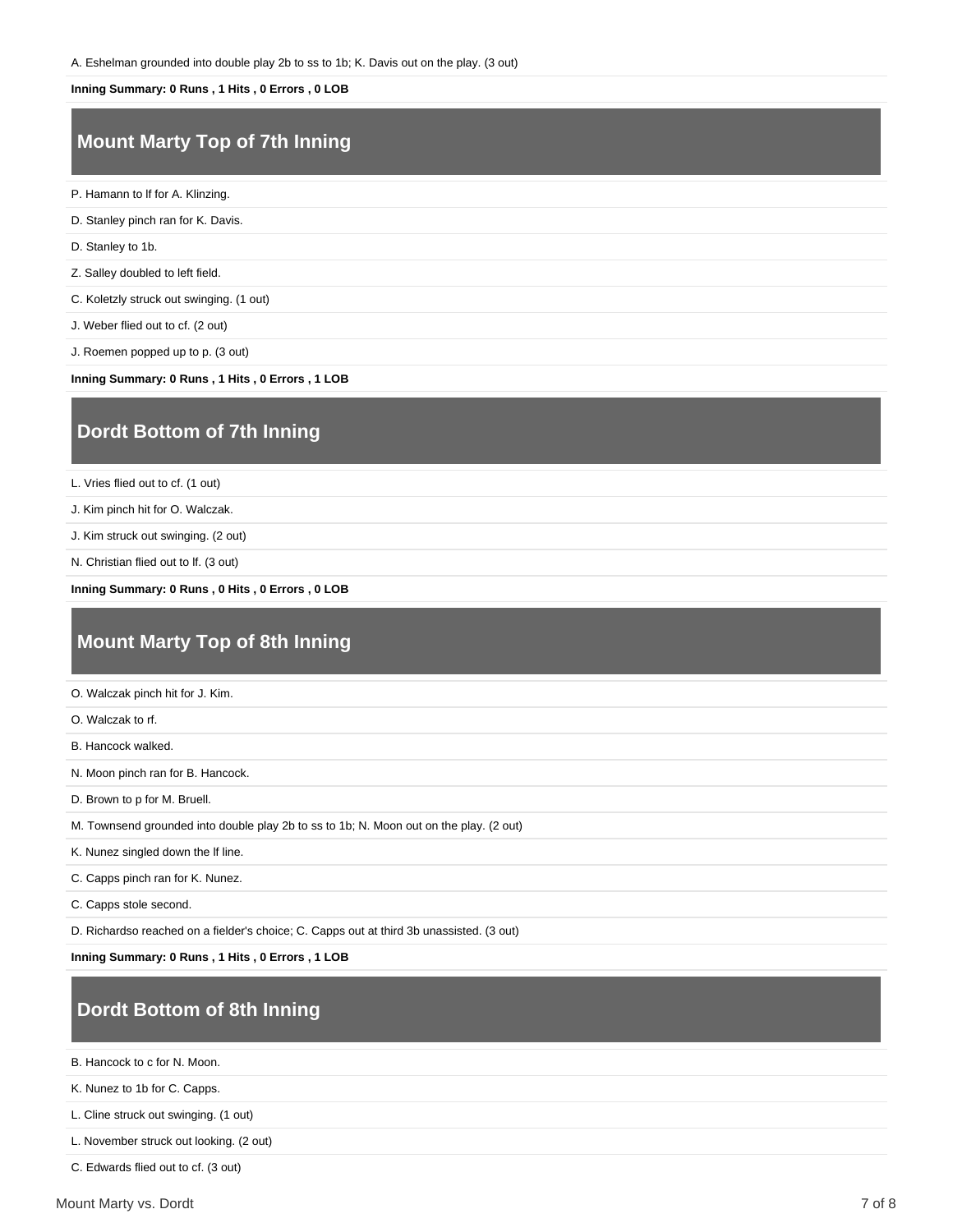A. Eshelman grounded into double play 2b to ss to 1b; K. Davis out on the play. (3 out)

**Inning Summary: 0 Runs , 1 Hits , 0 Errors , 0 LOB**

## Mount Marty Top of 7th Inning

P. Hamann to lf for A. Klinzing.

D. Stanley pinch ran for K. Davis.

D. Stanley to 1b.

Z. Salley doubled to left field.

C. Koletzly struck out swinging. (1 out)

J. Weber flied out to cf. (2 out)

J. Roemen popped up to p. (3 out)

**Inning Summary: 0 Runs , 1 Hits , 0 Errors , 1 LOB**

## Dordt Bottom of 7th Inning

L. Vries flied out to cf. (1 out)

J. Kim pinch hit for O. Walczak.

J. Kim struck out swinging. (2 out)

N. Christian flied out to lf. (3 out)

**Inning Summary: 0 Runs , 0 Hits , 0 Errors , 0 LOB**

## Mount Marty Top of 8th Inning

O. Walczak pinch hit for J. Kim.

O. Walczak to rf.

B. Hancock walked.

N. Moon pinch ran for B. Hancock.

D. Brown to p for M. Bruell.

M. Townsend grounded into double play 2b to ss to 1b; N. Moon out on the play. (2 out)

K. Nunez singled down the lf line.

C. Capps pinch ran for K. Nunez.

C. Capps stole second.

D. Richardso reached on a fielder's choice; C. Capps out at third 3b unassisted. (3 out)

**Inning Summary: 0 Runs , 1 Hits , 0 Errors , 1 LOB**

## Dordt Bottom of 8th Inning

B. Hancock to c for N. Moon.

K. Nunez to 1b for C. Capps.

L. Cline struck out swinging. (1 out)

L. November struck out looking. (2 out)

C. Edwards flied out to cf. (3 out)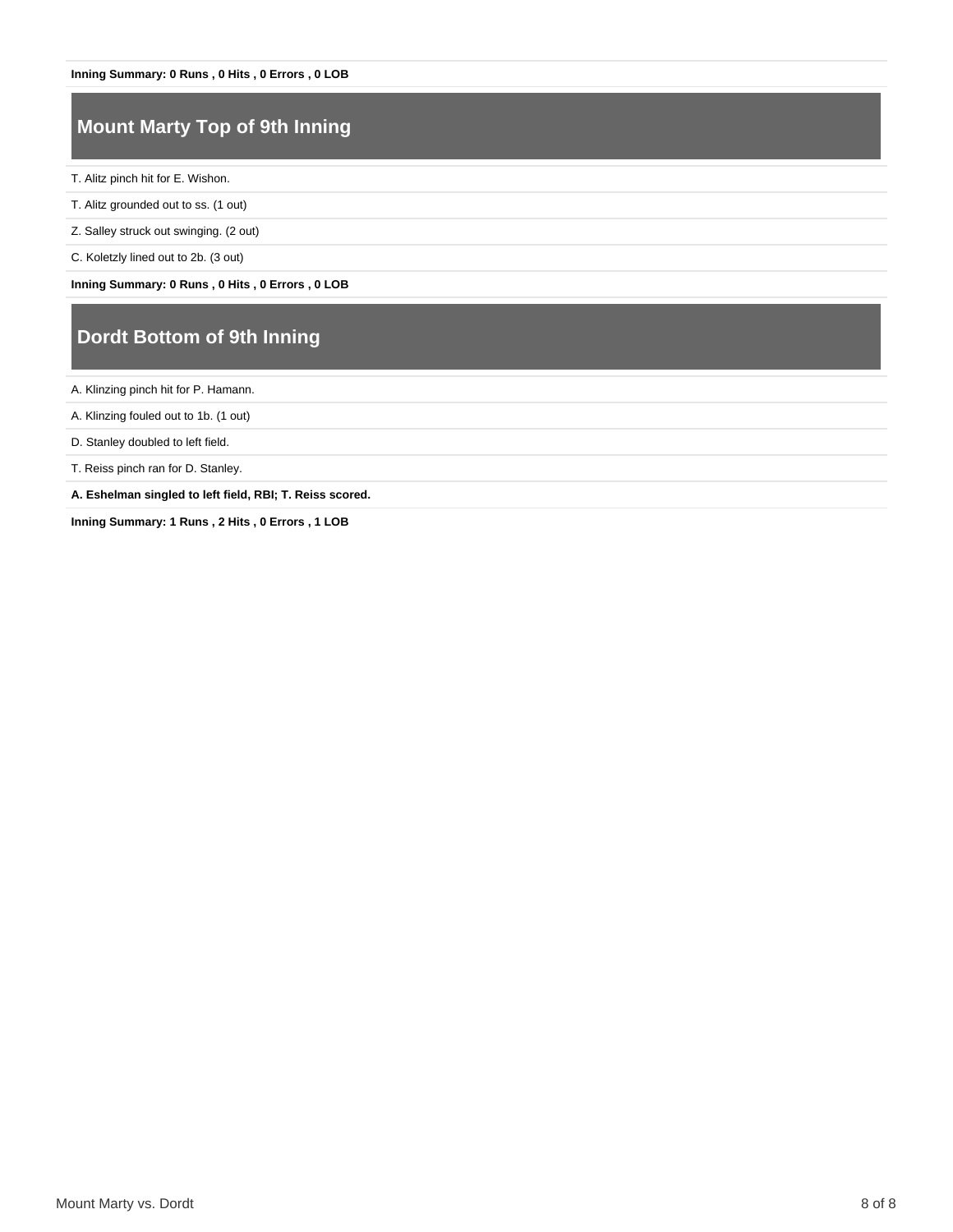**Inning Summary: 0 Runs , 0 Hits , 0 Errors , 0 LOB**

## Mount Marty Top of 9th Inning

T. Alitz pinch hit for E. Wishon.

T. Alitz grounded out to ss. (1 out)

Z. Salley struck out swinging. (2 out)

C. Koletzly lined out to 2b. (3 out)

**Inning Summary: 0 Runs , 0 Hits , 0 Errors , 0 LOB**

## Dordt Bottom of 9th Inning

A. Klinzing pinch hit for P. Hamann.

A. Klinzing fouled out to 1b. (1 out)

D. Stanley doubled to left field.

T. Reiss pinch ran for D. Stanley.

**A. Eshelman singled to left field, RBI; T. Reiss scored.**

**Inning Summary: 1 Runs , 2 Hits , 0 Errors , 1 LOB**